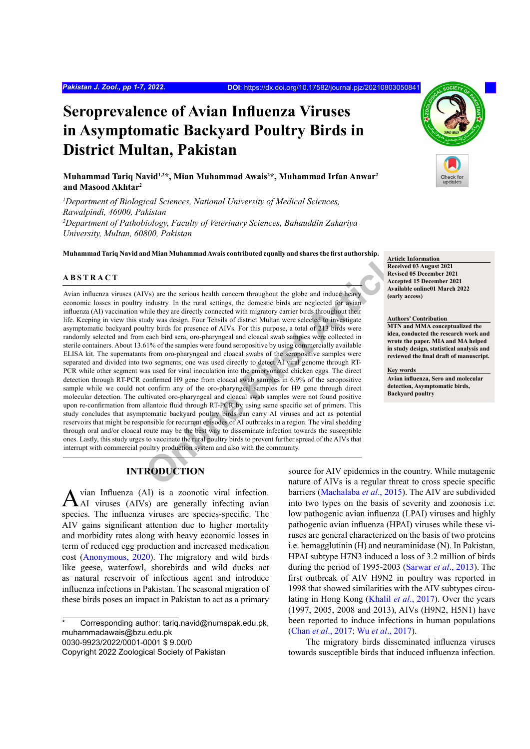# Seroprevalence of Avian Influenza Viruses in Asymptomatic Backyard Poultry Birds in District Multan, Pakistan

**Muhammad Tariq Navid[1,2]*, Mian Muhammad Awais[2]*, Muhammad Irfan Anwar[2] and Masood Akhtar[2]**

*[1]Department of Biological Sciences, National University of Medical Sciences, Rawalpindi, 46000, Pakistan*
*[2]Department of Pathobiology, Faculty of Veterinary Sciences, Bahauddin Zakariya University, Multan, 60800, Pakistan*

**Muhammad Tariq Navid and Mian Muhammad Awais contributed equally and shares the first authorship.**

**Article Information**
Received 03 August 2021
Revised 05 December 2021
Accepted 15 December 2021
Available online01 March 2022
(early access)

**Authors' Contribution**
MTN and MMA conceptualized the idea, conducted the research work and wrote the paper. MIA and MA helped in study design, statistical analysis and reviewed the final draft of manuscript.

**Key words**
Avian influenza, Sero and molecular detection, Asymptomatic birds, Backyard poultry

## ABSTRACT

Avian influenza viruses (AIVs) are the serious health concern throughout the globe and induce heavy economic losses in poultry industry. In the rural settings, the domestic birds are neglected for avian influenza (AI) vaccination while they are directly connected with migratory carrier birds throughout their life. Keeping in view this study was design. Four Tehsils of district Multan were selected to investigate asymptomatic backyard poultry birds for presence of AIVs. For this purpose, a total of 213 birds were randomly selected and from each bird sera, oro-pharyngeal and cloacal swab samples were collected in sterile containers. About 13.61% of the samples were found seropositive by using commercially available ELISA kit. The supernatants from oro-pharyngeal and cloacal swabs of the seropositive samples were separated and divided into two segments; one was used directly to detect AI viral genome through RT-PCR while other segment was used for viral inoculation into the embryonated chicken eggs. The direct detection through RT-PCR confirmed H9 gene from cloacal swab samples in 6.9% of the seropositive sample while we could not confirm any of the oro-pharyngeal samples for H9 gene through direct molecular detection. The cultivated oro-pharyngeal and cloacal swab samples were not found positive upon re-confirmation from allantoic fluid through RT-PCR by using same specific set of primers. This study concludes that asymptomatic backyard poultry birds can carry AI viruses and act as potential reservoirs that might be responsible for recurrent episodes of AI outbreaks in a region. The viral shedding through oral and/or cloacal route may be the best way to disseminate infection towards the susceptible ones. Lastly, this study urges to vaccinate the rural poultry birds to prevent further spread of the AIVs that interrupt with commercial poultry production system and also with the community.

## INTRODUCTION

Avian Influenza (AI) is a zoonotic viral infection. AI viruses (AIVs) are generally infecting avian species. The influenza viruses are species-specific. The AIV gains significant attention due to higher mortality and morbidity rates along with heavy economic losses in term of reduced egg production and increased medication cost (Anonymous, 2020). The migratory and wild birds like geese, waterfowl, shorebirds and wild ducks act as natural reservoir of infectious agent and introduce influenza infections in Pakistan. The seasonal migration of these birds poses an impact in Pakistan to act as a primary source for AIV epidemics in the country. While mutagenic nature of AIVs is a regular threat to cross specie specific barriers (Machalaba *et al*., 2015). The AIV are subdivided into two types on the basis of severity and zoonosis i.e. low pathogenic avian influenza (LPAI) viruses and highly pathogenic avian influenza (HPAI) viruses while these viruses are general characterized on the basis of two proteins i.e. hemagglutinin (H) and neuraminidase (N). In Pakistan, HPAI subtype H7N3 induced a loss of 3.2 million of birds during the period of 1995-2003 (Sarwar *et al*., 2013). The first outbreak of AIV H9N2 in poultry was reported in 1998 that showed similarities with the AIV subtypes circulating in Hong Kong (Khalil *et al*., 2017). Over the years (1997, 2005, 2008 and 2013), AIVs (H9N2, H5N1) have been reported to induce infections in human populations (Chan *et al*., 2017; Wu *et al*., 2017).

The migratory birds disseminated influenza viruses towards susceptible birds that induced influenza infection.

\* Corresponding author: tariq.navid@numspak.edu.pk, muhammadawais@bzu.edu.pk
0030-9923/2022/0001-0001 $ 9.00/0
Copyright 2022 Zoological Society of Pakistan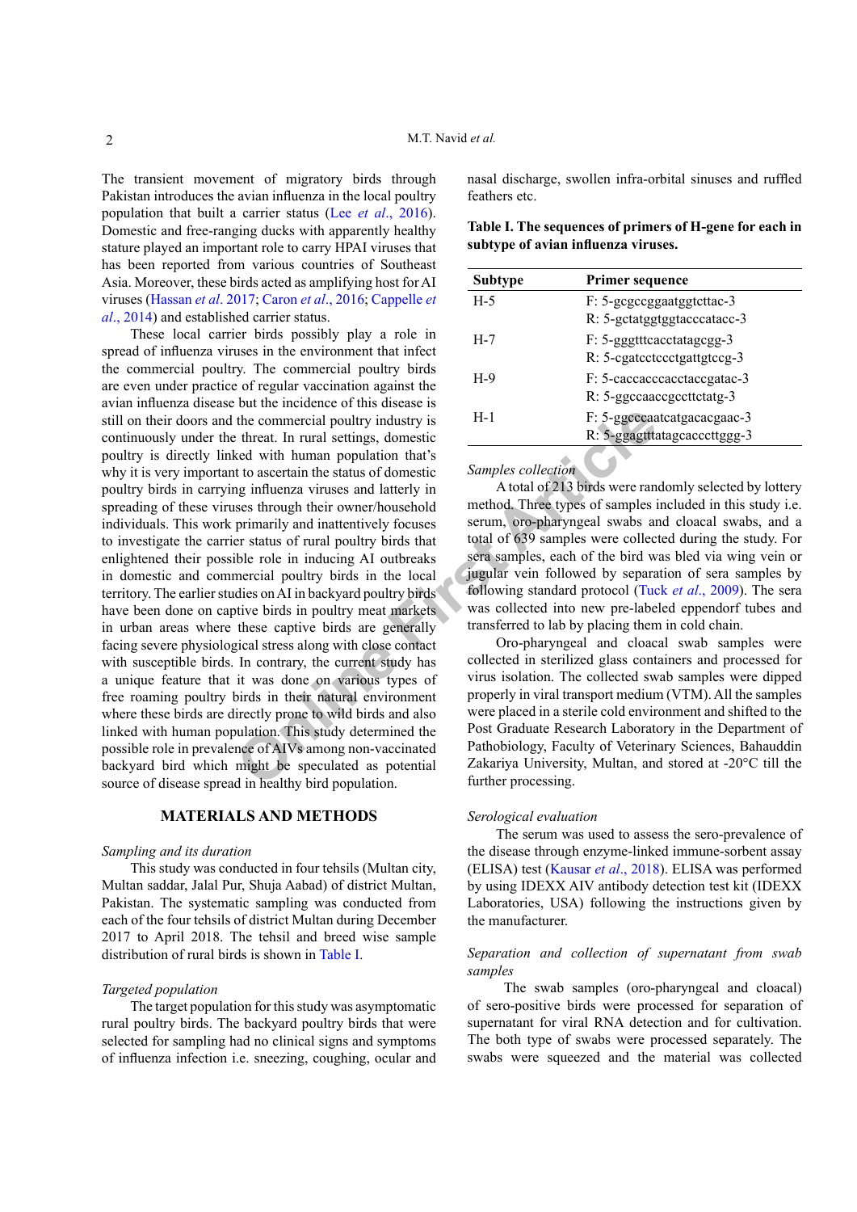The transient movement of migratory birds through Pakistan introduces the avian influenza in the local poultry population that built a carrier status (Lee *et al*., 2016). Domestic and free-ranging ducks with apparently healthy stature played an important role to carry HPAI viruses that has been reported from various countries of Southeast Asia. Moreover, these birds acted as amplifying host for AI viruses (Hassan *et al*. 2017; Caron *et al*., 2016; Cappelle *et al*., 2014) and established carrier status.

These local carrier birds possibly play a role in spread of influenza viruses in the environment that infect the commercial poultry. The commercial poultry birds are even under practice of regular vaccination against the avian influenza disease but the incidence of this disease is still on their doors and the commercial poultry industry is continuously under the threat. In rural settings, domestic poultry is directly linked with human population that's why it is very important to ascertain the status of domestic poultry birds in carrying influenza viruses and latterly in spreading of these viruses through their owner/household individuals. This work primarily and inattentively focuses to investigate the carrier status of rural poultry birds that enlightened their possible role in inducing AI outbreaks in domestic and commercial poultry birds in the local territory. The earlier studies on AI in backyard poultry birds have been done on captive birds in poultry meat markets in urban areas where these captive birds are generally facing severe physiological stress along with close contact with susceptible birds. In contrary, the current study has a unique feature that it was done on various types of free roaming poultry birds in their natural environment where these birds are directly prone to wild birds and also linked with human population. This study determined the possible role in prevalence of AIVs among non-vaccinated backyard bird which might be speculated as potential source of disease spread in healthy bird population.

## MATERIALS AND METHODS

### *Sampling and its duration*

This study was conducted in four tehsils (Multan city, Multan saddar, Jalal Pur, Shuja Aabad) of district Multan, Pakistan. The systematic sampling was conducted from each of the four tehsils of district Multan during December 2017 to April 2018. The tehsil and breed wise sample distribution of rural birds is shown in Table I.

### *Targeted population*

The target population for this study was asymptomatic rural poultry birds. The backyard poultry birds that were selected for sampling had no clinical signs and symptoms of influenza infection i.e. sneezing, coughing, ocular and nasal discharge, swollen infra-orbital sinuses and ruffled feathers etc.

**Table I. The sequences of primers of H-gene for each in subtype of avian influenza viruses.**

| Subtype | Primer sequence |
|---|---|
| H-5 | F: 5-gcgccggaatggtcttac-3<br>R: 5-gctatggtggtacccatacc-3 |
| H-7 | F: 5-gggtttcacctatagcgg-3<br>R: 5-cgatcctccctgattgtccg-3 |
| H-9 | F: 5-caccacccacctaccgatac-3<br>R: 5-ggccaaccgccttctatg-3 |
| H-1 | F: 5-ggcccaatcatgcacgaac-3<br>R: 5-ggagtttatagcacccttggg-3 |

### *Samples collection*

A total of 213 birds were randomly selected by lottery method. Three types of samples included in this study i.e. serum, oro-pharyngeal swabs and cloacal swabs, and a total of 639 samples were collected during the study. For sera samples, each of the bird was bled via wing vein or jugular vein followed by separation of sera samples by following standard protocol (Tuck *et al*., 2009). The sera was collected into new pre-labeled eppendorf tubes and transferred to lab by placing them in cold chain.

Oro-pharyngeal and cloacal swab samples were collected in sterilized glass containers and processed for virus isolation. The collected swab samples were dipped properly in viral transport medium (VTM). All the samples were placed in a sterile cold environment and shifted to the Post Graduate Research Laboratory in the Department of Pathobiology, Faculty of Veterinary Sciences, Bahauddin Zakariya University, Multan, and stored at -20°C till the further processing.

### *Serological evaluation*

The serum was used to assess the sero-prevalence of the disease through enzyme-linked immune-sorbent assay (ELISA) test (Kausar *et al*., 2018). ELISA was performed by using IDEXX AIV antibody detection test kit (IDEXX Laboratories, USA) following the instructions given by the manufacturer.

### *Separation and collection of supernatant from swab samples*

The swab samples (oro-pharyngeal and cloacal) of sero-positive birds were processed for separation of supernatant for viral RNA detection and for cultivation. The both type of swabs were processed separately. The swabs were squeezed and the material was collected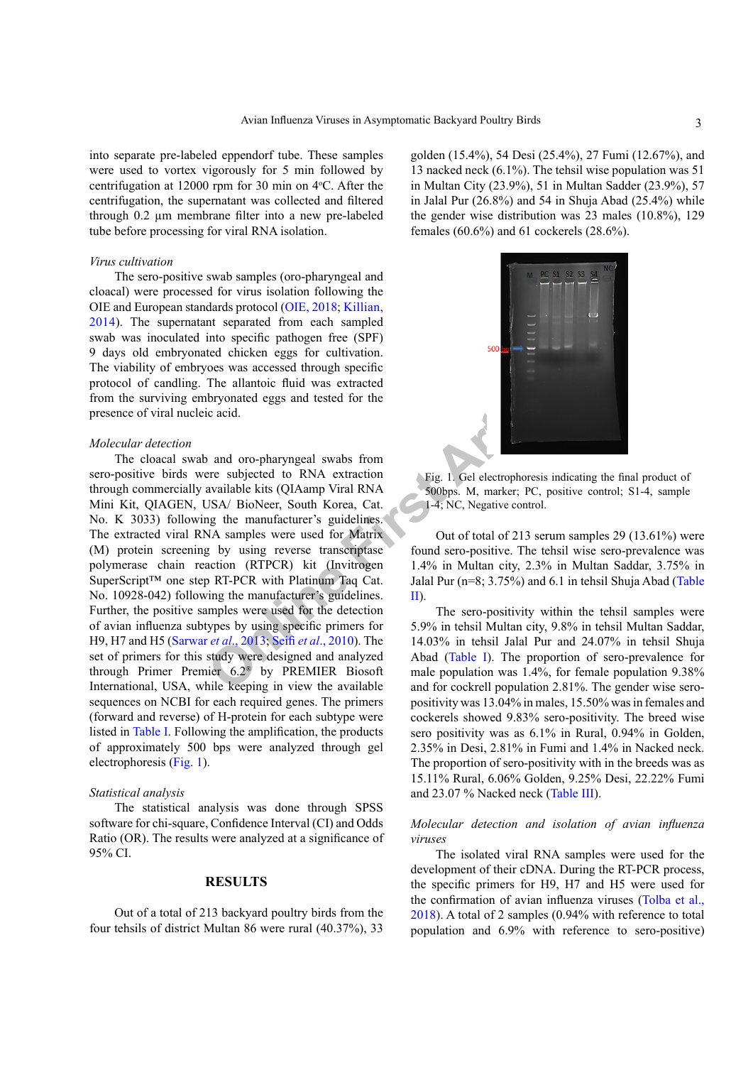into separate pre-labeled eppendorf tube. These samples were used to vortex vigorously for 5 min followed by centrifugation at 12000 rpm for 30 min on 4°C. After the centrifugation, the supernatant was collected and filtered through 0.2 µm membrane filter into a new pre-labeled tube before processing for viral RNA isolation.

*Virus cultivation*

The sero-positive swab samples (oro-pharyngeal and cloacal) were processed for virus isolation following the OIE and European standards protocol (OIE, 2018; Killian, 2014). The supernatant separated from each sampled swab was inoculated into specific pathogen free (SPF) 9 days old embryonated chicken eggs for cultivation. The viability of embryoes was accessed through specific protocol of candling. The allantoic fluid was extracted from the surviving embryonated eggs and tested for the presence of viral nucleic acid.

*Molecular detection*

The cloacal swab and oro-pharyngeal swabs from sero-positive birds were subjected to RNA extraction through commercially available kits (QIAamp Viral RNA Mini Kit, QIAGEN, USA/ BioNeer, South Korea, Cat. No. K 3033) following the manufacturer's guidelines. The extracted viral RNA samples were used for Matrix (M) protein screening by using reverse transcriptase polymerase chain reaction (RTPCR) kit (Invitrogen SuperScript™ one step RT-PCR with Platinum Taq Cat. No. 10928-042) following the manufacturer's guidelines. Further, the positive samples were used for the detection of avian influenza subtypes by using specific primers for H9, H7 and H5 (Sarwar *et al*., 2013; Seifi *et al*., 2010). The set of primers for this study were designed and analyzed through Primer Premier 6.2® by PREMIER Biosoft International, USA, while keeping in view the available sequences on NCBI for each required genes. The primers (forward and reverse) of H-protein for each subtype were listed in Table I. Following the amplification, the products of approximately 500 bps were analyzed through gel electrophoresis (Fig. 1).

*Statistical analysis*

The statistical analysis was done through SPSS software for chi-square, Confidence Interval (CI) and Odds Ratio (OR). The results were analyzed at a significance of 95% CI.

## RESULTS

Out of a total of 213 backyard poultry birds from the four tehsils of district Multan 86 were rural (40.37%), 33 golden (15.4%), 54 Desi (25.4%), 27 Fumi (12.67%), and 13 nacked neck (6.1%). The tehsil wise population was 51 in Multan City (23.9%), 51 in Multan Sadder (23.9%), 57 in Jalal Pur (26.8%) and 54 in Shuja Abad (25.4%) while the gender wise distribution was 23 males (10.8%), 129 females (60.6%) and 61 cockerels (28.6%).

Fig. 1. Gel electrophoresis indicating the final product of 500bps. M, marker; PC, positive control; S1-4, sample 1-4; NC, Negative control.

Out of total of 213 serum samples 29 (13.61%) were found sero-positive. The tehsil wise sero-prevalence was 1.4% in Multan city, 2.3% in Multan Saddar, 3.75% in Jalal Pur (n=8; 3.75%) and 6.1 in tehsil Shuja Abad (Table II).

The sero-positivity within the tehsil samples were 5.9% in tehsil Multan city, 9.8% in tehsil Multan Saddar, 14.03% in tehsil Jalal Pur and 24.07% in tehsil Shuja Abad (Table I). The proportion of sero-prevalence for male population was 1.4%, for female population 9.38% and for cockrell population 2.81%. The gender wise sero-positivity was 13.04% in males, 15.50% was in females and cockerels showed 9.83% sero-positivity. The breed wise sero positivity was as 6.1% in Rural, 0.94% in Golden, 2.35% in Desi, 2.81% in Fumi and 1.4% in Nacked neck. The proportion of sero-positivity with in the breeds was as 15.11% Rural, 6.06% Golden, 9.25% Desi, 22.22% Fumi and 23.07 % Nacked neck (Table III).

*Molecular detection and isolation of avian influenza viruses*

The isolated viral RNA samples were used for the development of their cDNA. During the RT-PCR process, the specific primers for H9, H7 and H5 were used for the confirmation of avian influenza viruses (Tolba et al., 2018). A total of 2 samples (0.94% with reference to total population and 6.9% with reference to sero-positive)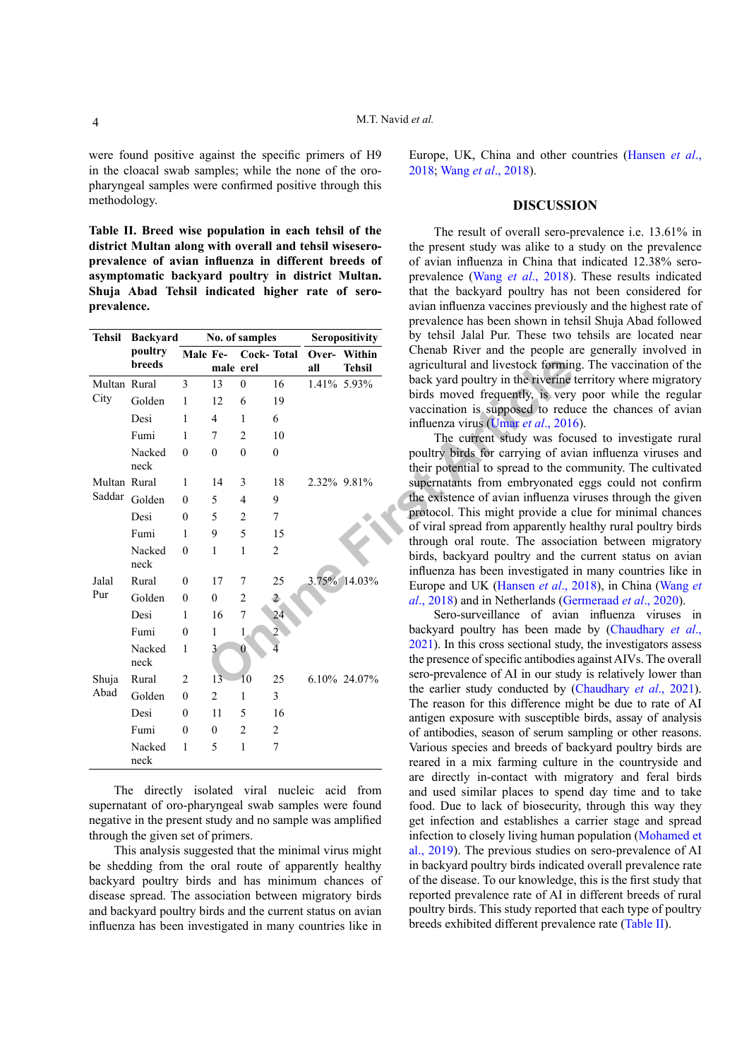were found positive against the specific primers of H9 in the cloacal swab samples; while the none of the oro-pharyngeal samples were confirmed positive through this methodology.

**Table II. Breed wise population in each tehsil of the district Multan along with overall and tehsil wisesero-prevalence of avian influenza in different breeds of asymptomatic backyard poultry in district Multan. Shuja Abad Tehsil indicated higher rate of sero-prevalence.**

| Tehsil | Backyard poultry breeds | No. of samples | | | | Seropositivity | |
|---|---|---|---|---|---|---|---|
| | | Male | Fe-male | Cock-erel | Total | Over-all | Within Tehsil |
| Multan City | Rural | 3 | 13 | 0 | 16 | 1.41% | 5.93% |
| | Golden | 1 | 12 | 6 | 19 | | |
| | Desi | 1 | 4 | 1 | 6 | | |
| | Fumi | 1 | 7 | 2 | 10 | | |
| | Nacked neck | 0 | 0 | 0 | 0 | | |
| Multan Saddar | Rural | 1 | 14 | 3 | 18 | 2.32% | 9.81% |
| | Golden | 0 | 5 | 4 | 9 | | |
| | Desi | 0 | 5 | 2 | 7 | | |
| | Fumi | 1 | 9 | 5 | 15 | | |
| | Nacked neck | 0 | 1 | 1 | 2 | | |
| Jalal Pur | Rural | 0 | 17 | 7 | 25 | 3.75% | 14.03% |
| | Golden | 0 | 0 | 2 | 2 | | |
| | Desi | 1 | 16 | 7 | 24 | | |
| | Fumi | 0 | 1 | 1 | 2 | | |
| | Nacked neck | 1 | 3 | 0 | 4 | | |
| Shuja Abad | Rural | 2 | 13 | 10 | 25 | 6.10% | 24.07% |
| | Golden | 0 | 2 | 1 | 3 | | |
| | Desi | 0 | 11 | 5 | 16 | | |
| | Fumi | 0 | 0 | 2 | 2 | | |
| | Nacked neck | 1 | 5 | 1 | 7 | | |

The directly isolated viral nucleic acid from supernatant of oro-pharyngeal swab samples were found negative in the present study and no sample was amplified through the given set of primers.

This analysis suggested that the minimal virus might be shedding from the oral route of apparently healthy backyard poultry birds and has minimum chances of disease spread. The association between migratory birds and backyard poultry birds and the current status on avian influenza has been investigated in many countries like in Europe, UK, China and other countries (Hansen *et al*., 2018; Wang *et al*., 2018).

## DISCUSSION

The result of overall sero-prevalence i.e. 13.61% in the present study was alike to a study on the prevalence of avian influenza in China that indicated 12.38% sero-prevalence (Wang *et al*., 2018). These results indicated that the backyard poultry has not been considered for avian influenza vaccines previously and the highest rate of prevalence has been shown in tehsil Shuja Abad followed by tehsil Jalal Pur. These two tehsils are located near Chenab River and the people are generally involved in agricultural and livestock forming. The vaccination of the back yard poultry in the riverine territory where migratory birds moved frequently, is very poor while the regular vaccination is supposed to reduce the chances of avian influenza virus (Umar *et al*., 2016).

The current study was focused to investigate rural poultry birds for carrying of avian influenza viruses and their potential to spread to the community. The cultivated supernatants from embryonated eggs could not confirm the existence of avian influenza viruses through the given protocol. This might provide a clue for minimal chances of viral spread from apparently healthy rural poultry birds through oral route. The association between migratory birds, backyard poultry and the current status on avian influenza has been investigated in many countries like in Europe and UK (Hansen *et al*., 2018), in China (Wang *et al*., 2018) and in Netherlands (Germeraad *et al*., 2020).

Sero-surveillance of avian influenza viruses in backyard poultry has been made by (Chaudhary *et al*., 2021). In this cross sectional study, the investigators assess the presence of specific antibodies against AIVs. The overall sero-prevalence of AI in our study is relatively lower than the earlier study conducted by (Chaudhary *et al*., 2021). The reason for this difference might be due to rate of AI antigen exposure with susceptible birds, assay of analysis of antibodies, season of serum sampling or other reasons. Various species and breeds of backyard poultry birds are reared in a mix farming culture in the countryside and are directly in-contact with migratory and feral birds and used similar places to spend day time and to take food. Due to lack of biosecurity, through this way they get infection and establishes a carrier stage and spread infection to closely living human population (Mohamed et al., 2019). The previous studies on sero-prevalence of AI in backyard poultry birds indicated overall prevalence rate of the disease. To our knowledge, this is the first study that reported prevalence rate of AI in different breeds of rural poultry birds. This study reported that each type of poultry breeds exhibited different prevalence rate (Table II).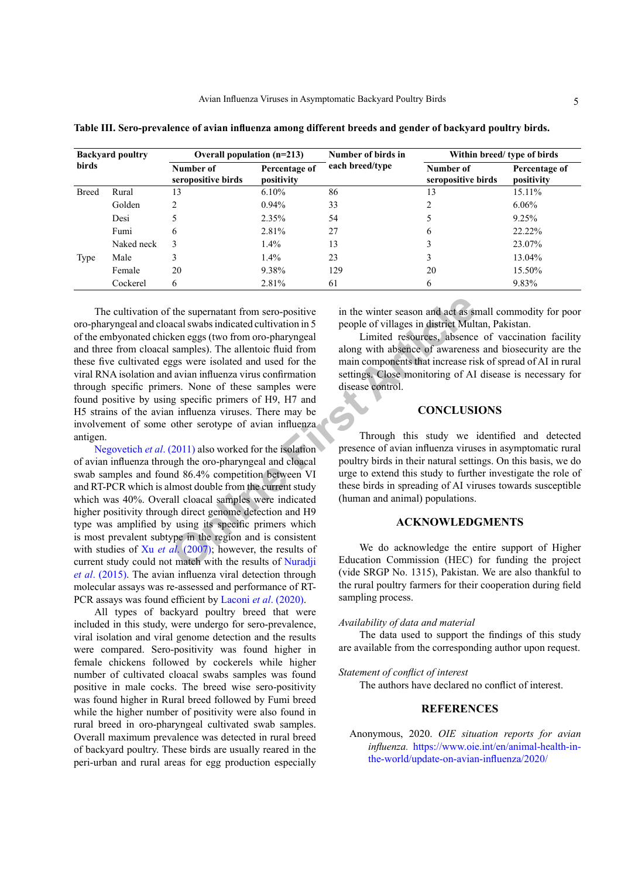**Table III. Sero-prevalence of avian influenza among different breeds and gender of backyard poultry birds.**

| Backyard poultry birds | | Overall population (n=213) | | Number of birds in each breed/type | Within breed/ type of birds | |
|---|---|---|---|---|---|---|
| | | Number of seropositive birds | Percentage of positivity | | Number of seropositive birds | Percentage of positivity |
| Breed | Rural | 13 | 6.10% | 86 | 13 | 15.11% |
| | Golden | 2 | 0.94% | 33 | 2 | 6.06% |
| | Desi | 5 | 2.35% | 54 | 5 | 9.25% |
| | Fumi | 6 | 2.81% | 27 | 6 | 22.22% |
| | Naked neck | 3 | 1.4% | 13 | 3 | 23.07% |
| Type | Male | 3 | 1.4% | 23 | 3 | 13.04% |
| | Female | 20 | 9.38% | 129 | 20 | 15.50% |
| | Cockerel | 6 | 2.81% | 61 | 6 | 9.83% |

The cultivation of the supernatant from sero-positive oro-pharyngeal and cloacal swabs indicated cultivation in 5 of the embyonated chicken eggs (two from oro-pharyngeal and three from cloacal samples). The allentoic fluid from these five cultivated eggs were isolated and used for the viral RNA isolation and avian influenza virus confirmation through specific primers. None of these samples were found positive by using specific primers of H9, H7 and H5 strains of the avian influenza viruses. There may be involvement of some other serotype of avian influenza antigen.

Negovetich *et al*. (2011) also worked for the isolation of avian influenza through the oro-pharyngeal and cloacal swab samples and found 86.4% competition between VI and RT-PCR which is almost double from the current study which was 40%. Overall cloacal samples were indicated higher positivity through direct genome detection and H9 type was amplified by using its specific primers which is most prevalent subtype in the region and is consistent with studies of Xu *et al*. (2007); however, the results of current study could not match with the results of Nuradji *et al*. (2015). The avian influenza viral detection through molecular assays was re-assessed and performance of RT-PCR assays was found efficient by Laconi *et al*. (2020).

All types of backyard poultry breed that were included in this study, were undergo for sero-prevalence, viral isolation and viral genome detection and the results were compared. Sero-positivity was found higher in female chickens followed by cockerels while higher number of cultivated cloacal swabs samples was found positive in male cocks. The breed wise sero-positivity was found higher in Rural breed followed by Fumi breed while the higher number of positivity were also found in rural breed in oro-pharyngeal cultivated swab samples. Overall maximum prevalence was detected in rural breed of backyard poultry. These birds are usually reared in the peri-urban and rural areas for egg production especially in the winter season and act as small commodity for poor people of villages in district Multan, Pakistan.

Limited resources, absence of vaccination facility along with absence of awareness and biosecurity are the main components that increase risk of spread of AI in rural settings. Close monitoring of AI disease is necessary for disease control.

## CONCLUSIONS

Through this study we identified and detected presence of avian influenza viruses in asymptomatic rural poultry birds in their natural settings. On this basis, we do urge to extend this study to further investigate the role of these birds in spreading of AI viruses towards susceptible (human and animal) populations.

## ACKNOWLEDGMENTS

We do acknowledge the entire support of Higher Education Commission (HEC) for funding the project (vide SRGP No. 1315), Pakistan. We are also thankful to the rural poultry farmers for their cooperation during field sampling process.

*Availability of data and material*

The data used to support the findings of this study are available from the corresponding author upon request.

*Statement of conflict of interest*

The authors have declared no conflict of interest.

## REFERENCES

Anonymous, 2020. *OIE situation reports for avian influenza.* https://www.oie.int/en/animal-health-in-the-world/update-on-avian-influenza/2020/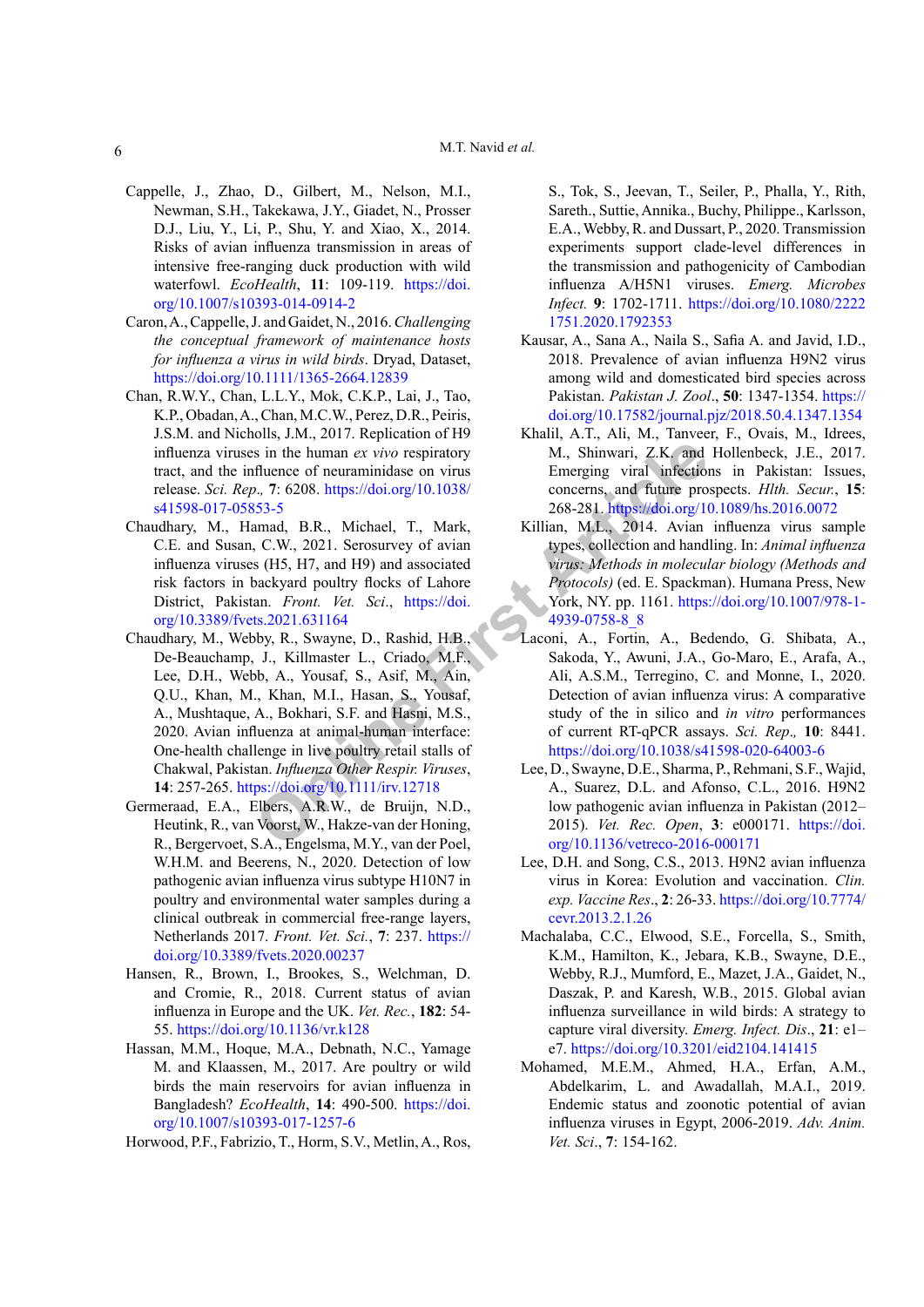Cappelle, J., Zhao, D., Gilbert, M., Nelson, M.I., Newman, S.H., Takekawa, J.Y., Giadet, N., Prosser D.J., Liu, Y., Li, P., Shu, Y. and Xiao, X., 2014. Risks of avian influenza transmission in areas of intensive free-ranging duck production with wild waterfowl. *EcoHealth*, **11**: 109-119. https://doi.org/10.1007/s10393-014-0914-2

Caron, A., Cappelle, J. and Gaidet, N., 2016. *Challenging the conceptual framework of maintenance hosts for influenza a virus in wild birds*. Dryad, Dataset, https://doi.org/10.1111/1365-2664.12839

Chan, R.W.Y., Chan, L.L.Y., Mok, C.K.P., Lai, J., Tao, K.P., Obadan, A., Chan, M.C.W., Perez, D.R., Peiris, J.S.M. and Nicholls, J.M., 2017. Replication of H9 influenza viruses in the human *ex vivo* respiratory tract, and the influence of neuraminidase on virus release. *Sci. Rep.,* **7**: 6208. https://doi.org/10.1038/s41598-017-05853-5

Chaudhary, M., Hamad, B.R., Michael, T., Mark, C.E. and Susan, C.W., 2021. Serosurvey of avian influenza viruses (H5, H7, and H9) and associated risk factors in backyard poultry flocks of Lahore District, Pakistan. *Front. Vet. Sci*., https://doi.org/10.3389/fvets.2021.631164

Chaudhary, M., Webby, R., Swayne, D., Rashid, H.B., De-Beauchamp, J., Killmaster L., Criado, M.F., Lee, D.H., Webb, A., Yousaf, S., Asif, M., Ain, Q.U., Khan, M., Khan, M.I., Hasan, S., Yousaf, A., Mushtaque, A., Bokhari, S.F. and Hasni, M.S., 2020. Avian influenza at animal-human interface: One-health challenge in live poultry retail stalls of Chakwal, Pakistan. *Influenza Other Respir. Viruses*, **14**: 257-265. https://doi.org/10.1111/irv.12718

Germeraad, E.A., Elbers, A.R.W., de Bruijn, N.D., Heutink, R., van Voorst, W., Hakze-van der Honing, R., Bergervoet, S.A., Engelsma, M.Y., van der Poel, W.H.M. and Beerens, N., 2020. Detection of low pathogenic avian influenza virus subtype H10N7 in poultry and environmental water samples during a clinical outbreak in commercial free-range layers, Netherlands 2017. *Front. Vet. Sci.*, **7**: 237. https://doi.org/10.3389/fvets.2020.00237

Hansen, R., Brown, I., Brookes, S., Welchman, D. and Cromie, R., 2018. Current status of avian influenza in Europe and the UK. *Vet. Rec.*, **182**: 54-55. https://doi.org/10.1136/vr.k128

Hassan, M.M., Hoque, M.A., Debnath, N.C., Yamage M. and Klaassen, M., 2017. Are poultry or wild birds the main reservoirs for avian influenza in Bangladesh? *EcoHealth*, **14**: 490-500. https://doi.org/10.1007/s10393-017-1257-6

Horwood, P.F., Fabrizio, T., Horm, S.V., Metlin, A., Ros, S., Tok, S., Jeevan, T., Seiler, P., Phalla, Y., Rith, Sareth., Suttie, Annika., Buchy, Philippe., Karlsson, E.A., Webby, R. and Dussart, P., 2020. Transmission experiments support clade-level differences in the transmission and pathogenicity of Cambodian influenza A/H5N1 viruses. *Emerg. Microbes Infect.* **9**: 1702-1711. https://doi.org/10.1080/22221751.2020.1792353

Kausar, A., Sana A., Naila S., Safia A. and Javid, I.D., 2018. Prevalence of avian influenza H9N2 virus among wild and domesticated bird species across Pakistan. *Pakistan J. Zool*., **50**: 1347-1354. https://doi.org/10.17582/journal.pjz/2018.50.4.1347.1354

Khalil, A.T., Ali, M., Tanveer, F., Ovais, M., Idrees, M., Shinwari, Z.K. and Hollenbeck, J.E., 2017. Emerging viral infections in Pakistan: Issues, concerns, and future prospects. *Hlth. Secur.*, **15**: 268-281. https://doi.org/10.1089/hs.2016.0072

Killian, M.L., 2014. Avian influenza virus sample types, collection and handling. In: *Animal influenza virus: Methods in molecular biology (Methods and Protocols)* (ed. E. Spackman). Humana Press, New York, NY. pp. 1161. https://doi.org/10.1007/978-1-4939-0758-8_8

Laconi, A., Fortin, A., Bedendo, G. Shibata, A., Sakoda, Y., Awuni, J.A., Go-Maro, E., Arafa, A., Ali, A.S.M., Terregino, C. and Monne, I., 2020. Detection of avian influenza virus: A comparative study of the in silico and *in vitro* performances of current RT-qPCR assays. *Sci. Rep.,* **10**: 8441. https://doi.org/10.1038/s41598-020-64003-6

Lee, D., Swayne, D.E., Sharma, P., Rehmani, S.F., Wajid, A., Suarez, D.L. and Afonso, C.L., 2016. H9N2 low pathogenic avian influenza in Pakistan (2012–2015). *Vet. Rec. Open*, **3**: e000171. https://doi.org/10.1136/vetreco-2016-000171

Lee, D.H. and Song, C.S., 2013. H9N2 avian influenza virus in Korea: Evolution and vaccination. *Clin. exp. Vaccine Res*., **2**: 26-33. https://doi.org/10.7774/cevr.2013.2.1.26

Machalaba, C.C., Elwood, S.E., Forcella, S., Smith, K.M., Hamilton, K., Jebara, K.B., Swayne, D.E., Webby, R.J., Mumford, E., Mazet, J.A., Gaidet, N., Daszak, P. and Karesh, W.B., 2015. Global avian influenza surveillance in wild birds: A strategy to capture viral diversity. *Emerg. Infect. Dis*., **21**: e1–e7. https://doi.org/10.3201/eid2104.141415

Mohamed, M.E.M., Ahmed, H.A., Erfan, A.M., Abdelkarim, L. and Awadallah, M.A.I., 2019. Endemic status and zoonotic potential of avian influenza viruses in Egypt, 2006-2019. *Adv. Anim. Vet. Sci*., **7**: 154-162.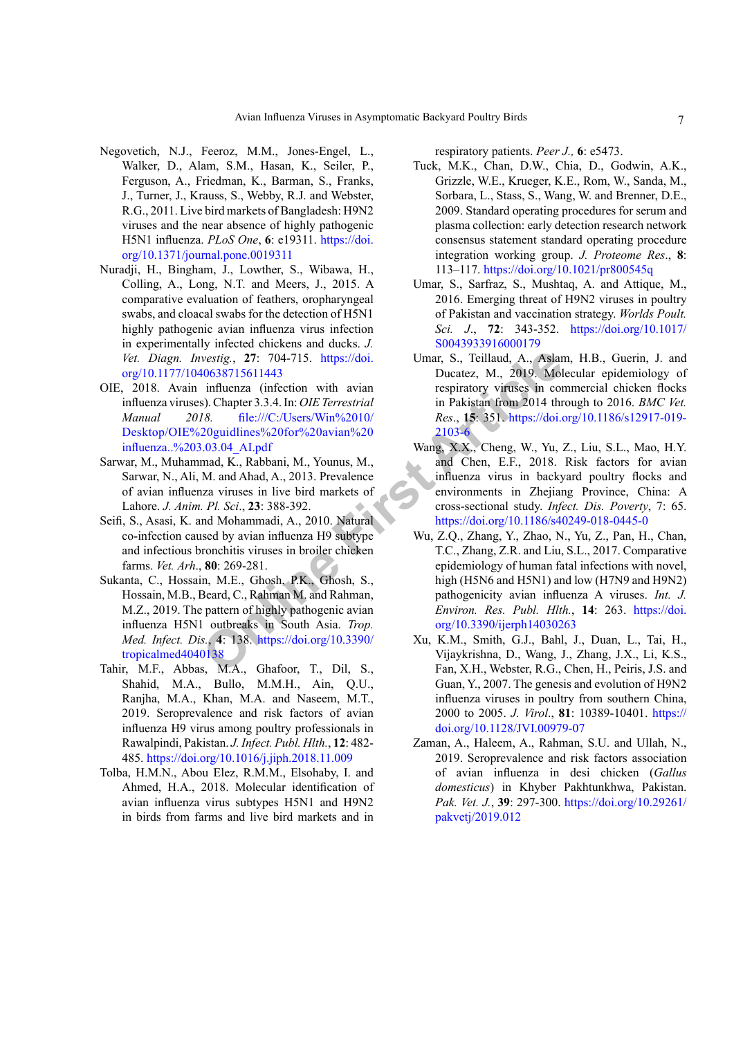Negovetich, N.J., Feeroz, M.M., Jones-Engel, L., Walker, D., Alam, S.M., Hasan, K., Seiler, P., Ferguson, A., Friedman, K., Barman, S., Franks, J., Turner, J., Krauss, S., Webby, R.J. and Webster, R.G., 2011. Live bird markets of Bangladesh: H9N2 viruses and the near absence of highly pathogenic H5N1 influenza. *PLoS One*, **6**: e19311. https://doi.org/10.1371/journal.pone.0019311

Nuradji, H., Bingham, J., Lowther, S., Wibawa, H., Colling, A., Long, N.T. and Meers, J., 2015. A comparative evaluation of feathers, oropharyngeal swabs, and cloacal swabs for the detection of H5N1 highly pathogenic avian influenza virus infection in experimentally infected chickens and ducks. *J. Vet. Diagn. Investig.*, **27**: 704-715. https://doi.org/10.1177/1040638715611443

OIE, 2018. Avain influenza (infection with avian influenza viruses). Chapter 3.3.4. In: *OIE Terrestrial Manual 2018.* file:///C:/Users/Win%2010/Desktop/OIE%20guidlines%20for%20avian%20influenza..%203.03.04_AI.pdf

Sarwar, M., Muhammad, K., Rabbani, M., Younus, M., Sarwar, N., Ali, M. and Ahad, A., 2013. Prevalence of avian influenza viruses in live bird markets of Lahore. *J. Anim. Pl. Sci.*, **23**: 388-392.

Seifi, S., Asasi, K. and Mohammadi, A., 2010. Natural co-infection caused by avian influenza H9 subtype and infectious bronchitis viruses in broiler chicken farms. *Vet. Arh.*, **80**: 269-281.

Sukanta, C., Hossain, M.E., Ghosh, P.K., Ghosh, S., Hossain, M.B., Beard, C., Rahman M. and Rahman, M.Z., 2019. The pattern of highly pathogenic avian influenza H5N1 outbreaks in South Asia. *Trop. Med. Infect. Dis.*, **4**: 138. https://doi.org/10.3390/tropicalmed4040138

Tahir, M.F., Abbas, M.A., Ghafoor, T., Dil, S., Shahid, M.A., Bullo, M.M.H., Ain, Q.U., Ranjha, M.A., Khan, M.A. and Naseem, M.T., 2019. Seroprevalence and risk factors of avian influenza H9 virus among poultry professionals in Rawalpindi, Pakistan. *J. Infect. Publ. Hlth.*, **12**: 482-485. https://doi.org/10.1016/j.jiph.2018.11.009

Tolba, H.M.N., Abou Elez, R.M.M., Elsohaby, I. and Ahmed, H.A., 2018. Molecular identification of avian influenza virus subtypes H5N1 and H9N2 in birds from farms and live bird markets and in respiratory patients. *Peer J.,* **6**: e5473.

Tuck, M.K., Chan, D.W., Chia, D., Godwin, A.K., Grizzle, W.E., Krueger, K.E., Rom, W., Sanda, M., Sorbara, L., Stass, S., Wang, W. and Brenner, D.E., 2009. Standard operating procedures for serum and plasma collection: early detection research network consensus statement standard operating procedure integration working group. *J. Proteome Res.*, **8**: 113–117. https://doi.org/10.1021/pr800545q

Umar, S., Sarfraz, S., Mushtaq, A. and Attique, M., 2016. Emerging threat of H9N2 viruses in poultry of Pakistan and vaccination strategy. *Worlds Poult. Sci. J.*, **72**: 343-352. https://doi.org/10.1017/S0043933916000179

Umar, S., Teillaud, A., Aslam, H.B., Guerin, J. and Ducatez, M., 2019. Molecular epidemiology of respiratory viruses in commercial chicken flocks in Pakistan from 2014 through to 2016. *BMC Vet. Res.*, **15**: 351. https://doi.org/10.1186/s12917-019-2103-6

Wang, X.X., Cheng, W., Yu, Z., Liu, S.L., Mao, H.Y. and Chen, E.F., 2018. Risk factors for avian influenza virus in backyard poultry flocks and environments in Zhejiang Province, China: A cross-sectional study. *Infect. Dis. Poverty*, 7: 65. https://doi.org/10.1186/s40249-018-0445-0

Wu, Z.Q., Zhang, Y., Zhao, N., Yu, Z., Pan, H., Chan, T.C., Zhang, Z.R. and Liu, S.L., 2017. Comparative epidemiology of human fatal infections with novel, high (H5N6 and H5N1) and low (H7N9 and H9N2) pathogenicity avian influenza A viruses. *Int. J. Environ. Res. Publ. Hlth.*, **14**: 263. https://doi.org/10.3390/ijerph14030263

Xu, K.M., Smith, G.J., Bahl, J., Duan, L., Tai, H., Vijaykrishna, D., Wang, J., Zhang, J.X., Li, K.S., Fan, X.H., Webster, R.G., Chen, H., Peiris, J.S. and Guan, Y., 2007. The genesis and evolution of H9N2 influenza viruses in poultry from southern China, 2000 to 2005. *J. Virol.*, **81**: 10389-10401. https://doi.org/10.1128/JVI.00979-07

Zaman, A., Haleem, A., Rahman, S.U. and Ullah, N., 2019. Seroprevalence and risk factors association of avian influenza in desi chicken (*Gallus domesticus*) in Khyber Pakhtunkhwa, Pakistan. *Pak. Vet. J.*, **39**: 297-300. https://doi.org/10.29261/pakvetj/2019.012